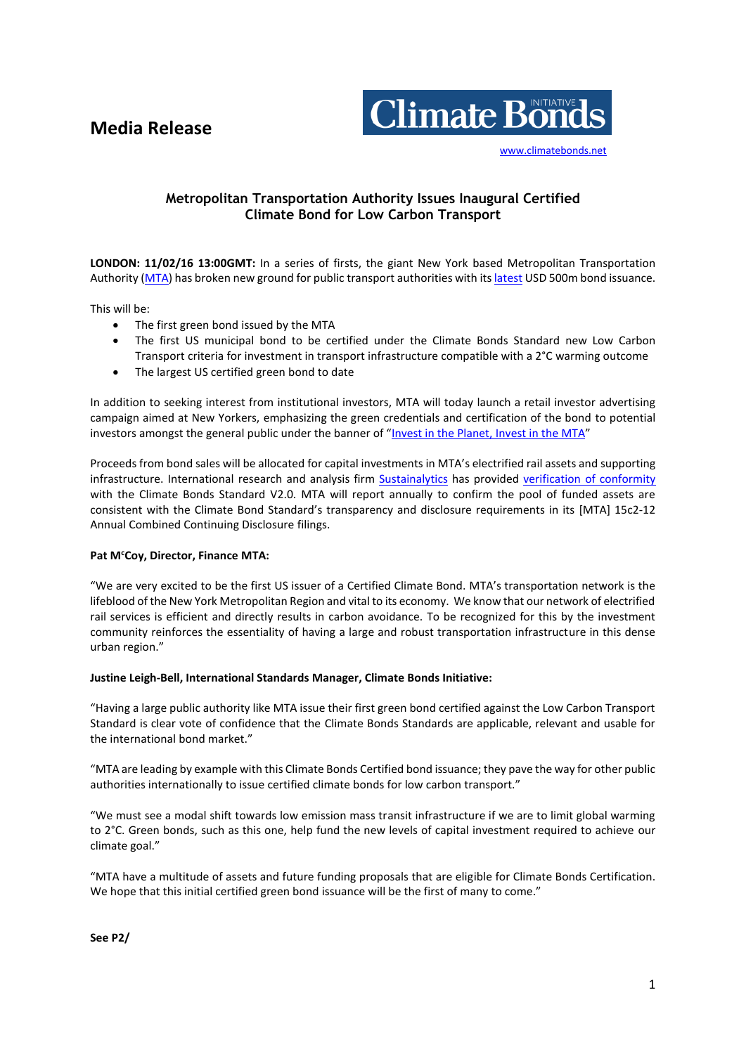# Media Release

Climate Bonds Initiative

www.climatebonds.net

## Metropolitan Transportation Authority Issues Inaugural Certified Climate Bond for Low Carbon Transport

**LONDON: 11/02/16 13:00GMT:** In a series of firsts, the giant New York based Metropolitan Transportation Authority (MTA) has broken new ground for public transport authorities with its latest USD 500m bond issuance.

This will be:

- The first green bond issued by the MTA
- The first US municipal bond to be certified under the Climate Bonds Standard new Low Carbon Transport criteria for investment in transport infrastructure compatible with a 2°C warming outcome
- The largest US certified green bond to date

In addition to seeking interest from institutional investors, MTA will today launch a retail investor advertising campaign aimed at New Yorkers, emphasizing the green credentials and certification of the bond to potential investors amongst the general public under the banner of "Invest in the Planet, Invest in the MTA"

Proceeds from bond sales will be allocated for capital investments in MTA's electrified rail assets and supporting infrastructure. International research and analysis firm Sustainalytics has provided verification of conformity with the Climate Bonds Standard V2.0. MTA will report annually to confirm the pool of funded assets are consistent with the Climate Bond Standard's transparency and disclosure requirements in its [MTA] 15c2-12 Annual Combined Continuing Disclosure filings.

**Pat McCoy, Director, Finance MTA:**

"We are very excited to be the first US issuer of a Certified Climate Bond. MTA's transportation network is the lifeblood of the New York Metropolitan Region and vital to its economy. We know that our network of electrified rail services is efficient and directly results in carbon avoidance. To be recognized for this by the investment community reinforces the essentiality of having a large and robust transportation infrastructure in this dense urban region."

**Justine Leigh-Bell, International Standards Manager, Climate Bonds Initiative:**

"Having a large public authority like MTA issue their first green bond certified against the Low Carbon Transport Standard is clear vote of confidence that the Climate Bonds Standards are applicable, relevant and usable for the international bond market."

"MTA are leading by example with this Climate Bonds Certified bond issuance; they pave the way for other public authorities internationally to issue certified climate bonds for low carbon transport."

"We must see a modal shift towards low emission mass transit infrastructure if we are to limit global warming to 2°C. Green bonds, such as this one, help fund the new levels of capital investment required to achieve our climate goal."

"MTA have a multitude of assets and future funding proposals that are eligible for Climate Bonds Certification. We hope that this initial certified green bond issuance will be the first of many to come."

**See P2/**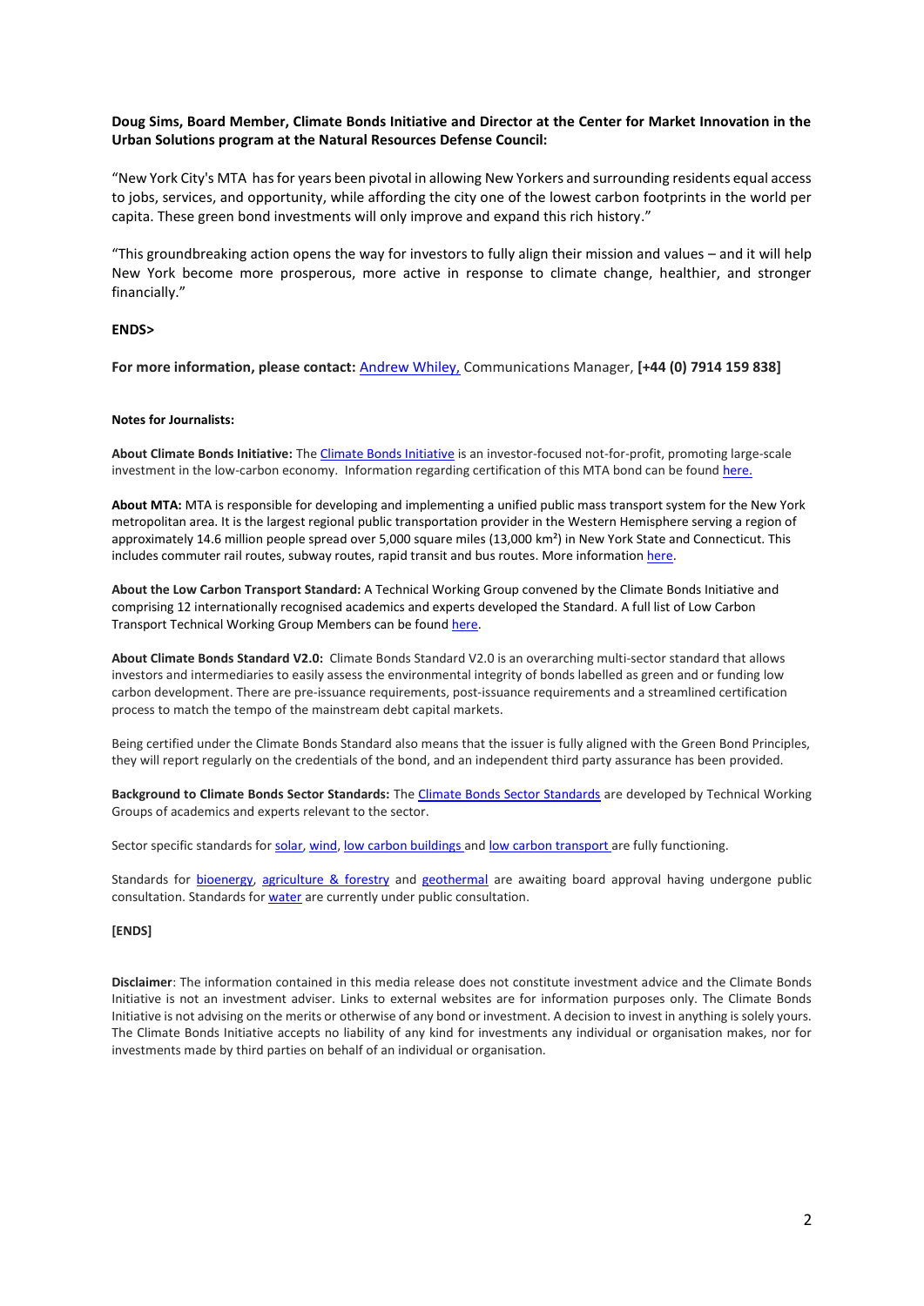**Doug Sims, Board Member, Climate Bonds Initiative and Director at the Center for Market Innovation in the Urban Solutions program at the Natural Resources Defense Council:**

"New York City's MTA has for years been pivotal in allowing New Yorkers and surrounding residents equal access to jobs, services, and opportunity, while affording the city one of the lowest carbon footprints in the world per capita. These green bond investments will only improve and expand this rich history."

"This groundbreaking action opens the way for investors to fully align their mission and values – and it will help New York become more prosperous, more active in response to climate change, healthier, and stronger financially."

**ENDS>**

**For more information, please contact:** Andrew Whiley, Communications Manager, **[+44 (0) 7914 159 838]**

**Notes for Journalists:**

**About Climate Bonds Initiative:** The Climate Bonds Initiative is an investor-focused not-for-profit, promoting large-scale investment in the low-carbon economy. Information regarding certification of this MTA bond can be found here.

**About MTA:** MTA is responsible for developing and implementing a unified public mass transport system for the New York metropolitan area. It is the largest regional public transportation provider in the Western Hemisphere serving a region of approximately 14.6 million people spread over 5,000 square miles (13,000 km²) in New York State and Connecticut. This includes commuter rail routes, subway routes, rapid transit and bus routes. More information here.

**About the Low Carbon Transport Standard:** A Technical Working Group convened by the Climate Bonds Initiative and comprising 12 internationally recognised academics and experts developed the Standard. A full list of Low Carbon Transport Technical Working Group Members can be found here.

**About Climate Bonds Standard V2.0:** Climate Bonds Standard V2.0 is an overarching multi-sector standard that allows investors and intermediaries to easily assess the environmental integrity of bonds labelled as green and or funding low carbon development. There are pre-issuance requirements, post-issuance requirements and a streamlined certification process to match the tempo of the mainstream debt capital markets.

Being certified under the Climate Bonds Standard also means that the issuer is fully aligned with the Green Bond Principles, they will report regularly on the credentials of the bond, and an independent third party assurance has been provided.

**Background to Climate Bonds Sector Standards:** The Climate Bonds Sector Standards are developed by Technical Working Groups of academics and experts relevant to the sector.

Sector specific standards for solar, wind, low carbon buildings and low carbon transport are fully functioning.

Standards for bioenergy, agriculture & forestry and geothermal are awaiting board approval having undergone public consultation. Standards for water are currently under public consultation.

**[ENDS]**

**Disclaimer**: The information contained in this media release does not constitute investment advice and the Climate Bonds Initiative is not an investment adviser. Links to external websites are for information purposes only. The Climate Bonds Initiative is not advising on the merits or otherwise of any bond or investment. A decision to invest in anything is solely yours. The Climate Bonds Initiative accepts no liability of any kind for investments any individual or organisation makes, nor for investments made by third parties on behalf of an individual or organisation.